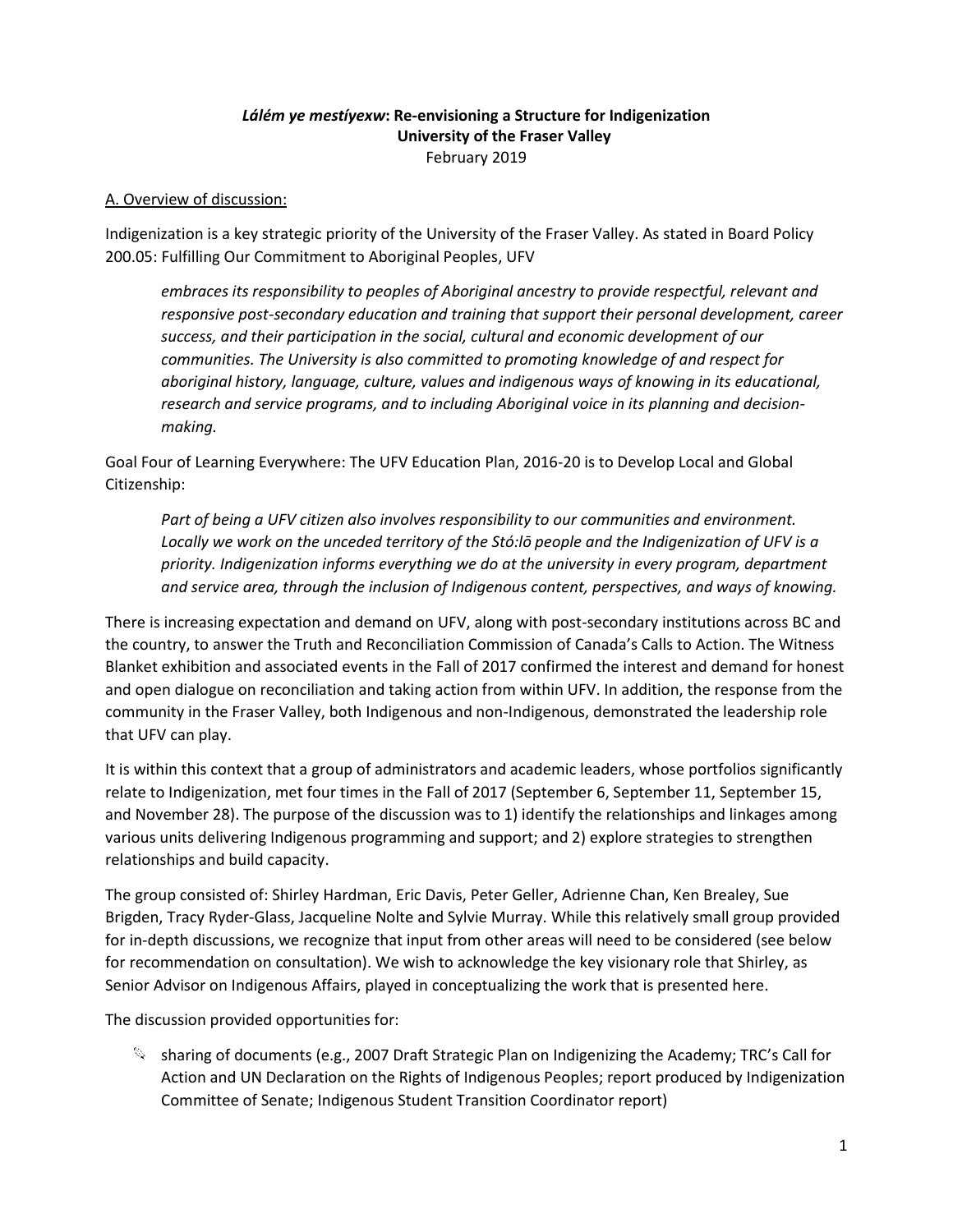**_Lálém ye mestíyexw_: Re-envisioning a Structure for Indigenization**
**University of the Fraser Valley**
February 2019

A. Overview of discussion:

Indigenization is a key strategic priority of the University of the Fraser Valley. As stated in Board Policy 200.05: Fulfilling Our Commitment to Aboriginal Peoples, UFV

> *embraces its responsibility to peoples of Aboriginal ancestry to provide respectful, relevant and responsive post-secondary education and training that support their personal development, career success, and their participation in the social, cultural and economic development of our communities. The University is also committed to promoting knowledge of and respect for aboriginal history, language, culture, values and indigenous ways of knowing in its educational, research and service programs, and to including Aboriginal voice in its planning and decision-making.*

Goal Four of Learning Everywhere: The UFV Education Plan, 2016-20 is to Develop Local and Global Citizenship:

> *Part of being a UFV citizen also involves responsibility to our communities and environment. Locally we work on the unceded territory of the Stó:lō people and the Indigenization of UFV is a priority. Indigenization informs everything we do at the university in every program, department and service area, through the inclusion of Indigenous content, perspectives, and ways of knowing.*

There is increasing expectation and demand on UFV, along with post-secondary institutions across BC and the country, to answer the Truth and Reconciliation Commission of Canada's Calls to Action. The Witness Blanket exhibition and associated events in the Fall of 2017 confirmed the interest and demand for honest and open dialogue on reconciliation and taking action from within UFV. In addition, the response from the community in the Fraser Valley, both Indigenous and non-Indigenous, demonstrated the leadership role that UFV can play.

It is within this context that a group of administrators and academic leaders, whose portfolios significantly relate to Indigenization, met four times in the Fall of 2017 (September 6, September 11, September 15, and November 28). The purpose of the discussion was to 1) identify the relationships and linkages among various units delivering Indigenous programming and support; and 2) explore strategies to strengthen relationships and build capacity.

The group consisted of: Shirley Hardman, Eric Davis, Peter Geller, Adrienne Chan, Ken Brealey, Sue Brigden, Tracy Ryder-Glass, Jacqueline Nolte and Sylvie Murray. While this relatively small group provided for in-depth discussions, we recognize that input from other areas will need to be considered (see below for recommendation on consultation). We wish to acknowledge the key visionary role that Shirley, as Senior Advisor on Indigenous Affairs, played in conceptualizing the work that is presented here.

The discussion provided opportunities for:

- sharing of documents (e.g., 2007 Draft Strategic Plan on Indigenizing the Academy; TRC's Call for Action and UN Declaration on the Rights of Indigenous Peoples; report produced by Indigenization Committee of Senate; Indigenous Student Transition Coordinator report)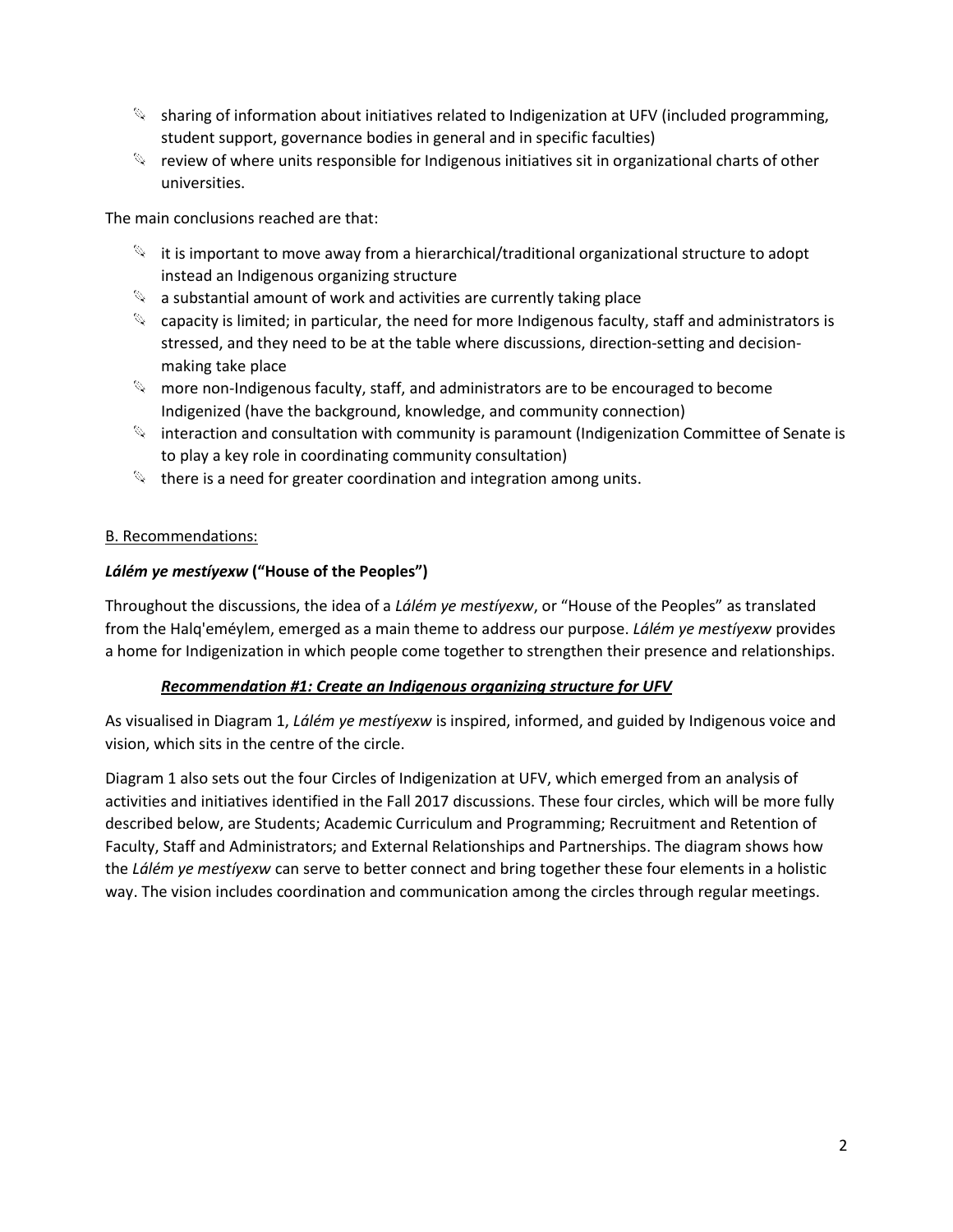- sharing of information about initiatives related to Indigenization at UFV (included programming, student support, governance bodies in general and in specific faculties)
- review of where units responsible for Indigenous initiatives sit in organizational charts of other universities.

The main conclusions reached are that:

- it is important to move away from a hierarchical/traditional organizational structure to adopt instead an Indigenous organizing structure
- a substantial amount of work and activities are currently taking place
- capacity is limited; in particular, the need for more Indigenous faculty, staff and administrators is stressed, and they need to be at the table where discussions, direction-setting and decision-making take place
- more non-Indigenous faculty, staff, and administrators are to be encouraged to become Indigenized (have the background, knowledge, and community connection)
- interaction and consultation with community is paramount (Indigenization Committee of Senate is to play a key role in coordinating community consultation)
- there is a need for greater coordination and integration among units.

## B. Recommendations:

### *Lálém ye mestíyexw* ("House of the Peoples")

Throughout the discussions, the idea of a *Lálém ye mestíyexw*, or "House of the Peoples" as translated from the Halq'eméylem, emerged as a main theme to address our purpose. *Lálém ye mestíyexw* provides a home for Indigenization in which people come together to strengthen their presence and relationships.

#### ***Recommendation #1: Create an Indigenous organizing structure for UFV***

As visualised in Diagram 1, *Lálém ye mestíyexw* is inspired, informed, and guided by Indigenous voice and vision, which sits in the centre of the circle.

Diagram 1 also sets out the four Circles of Indigenization at UFV, which emerged from an analysis of activities and initiatives identified in the Fall 2017 discussions. These four circles, which will be more fully described below, are Students; Academic Curriculum and Programming; Recruitment and Retention of Faculty, Staff and Administrators; and External Relationships and Partnerships. The diagram shows how the *Lálém ye mestíyexw* can serve to better connect and bring together these four elements in a holistic way. The vision includes coordination and communication among the circles through regular meetings.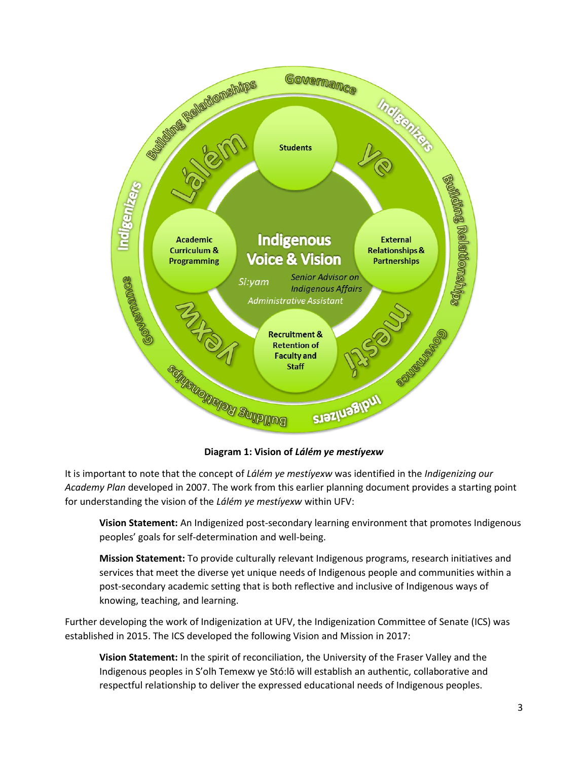Students

Academic Curriculum & Programming

Indigenous Voice & Vision

Si:yam

Senior Advisor on Indigenous Affairs

Administrative Assistant

External Relationships & Partnerships

Recruitment & Retention of Faculty and Staff

Lálém ye mestíyexw

Governance

Indigenizers

Building Relationships

**Diagram 1: Vision of *Lálém ye mestíyexw***

It is important to note that the concept of *Lálém ye mestíyexw* was identified in the *Indigenizing our Academy Plan* developed in 2007. The work from this earlier planning document provides a starting point for understanding the vision of the *Lálém ye mestíyexw* within UFV:

> **Vision Statement:** An Indigenized post-secondary learning environment that promotes Indigenous peoples' goals for self-determination and well-being.
>
> **Mission Statement:** To provide culturally relevant Indigenous programs, research initiatives and services that meet the diverse yet unique needs of Indigenous people and communities within a post-secondary academic setting that is both reflective and inclusive of Indigenous ways of knowing, teaching, and learning.

Further developing the work of Indigenization at UFV, the Indigenization Committee of Senate (ICS) was established in 2015. The ICS developed the following Vision and Mission in 2017:

> **Vision Statement:** In the spirit of reconciliation, the University of the Fraser Valley and the Indigenous peoples in S'olh Temexw ye Stó:lō will establish an authentic, collaborative and respectful relationship to deliver the expressed educational needs of Indigenous peoples.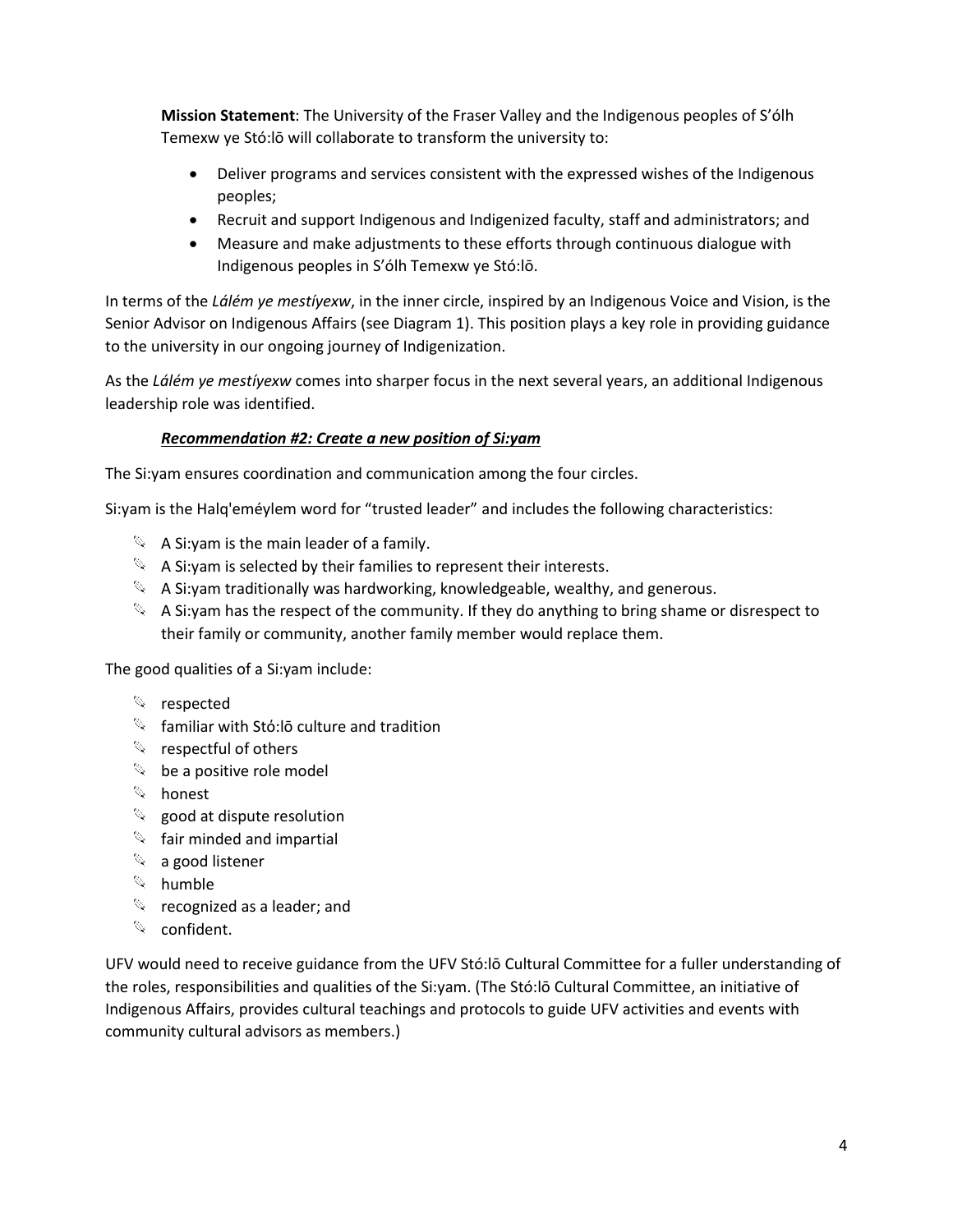**Mission Statement**: The University of the Fraser Valley and the Indigenous peoples of S'ólh Temexw ye Stó:lō will collaborate to transform the university to:

- Deliver programs and services consistent with the expressed wishes of the Indigenous peoples;
- Recruit and support Indigenous and Indigenized faculty, staff and administrators; and
- Measure and make adjustments to these efforts through continuous dialogue with Indigenous peoples in S'ólh Temexw ye Stó:lō.

In terms of the *Lálém ye mestíyexw*, in the inner circle, inspired by an Indigenous Voice and Vision, is the Senior Advisor on Indigenous Affairs (see Diagram 1). This position plays a key role in providing guidance to the university in our ongoing journey of Indigenization.

As the *Lálém ye mestíyexw* comes into sharper focus in the next several years, an additional Indigenous leadership role was identified.

***Recommendation #2: Create a new position of Si:yam***

The Si:yam ensures coordination and communication among the four circles.

Si:yam is the Halq'eméylem word for "trusted leader" and includes the following characteristics:

- A Si:yam is the main leader of a family.
- A Si:yam is selected by their families to represent their interests.
- A Si:yam traditionally was hardworking, knowledgeable, wealthy, and generous.
- A Si:yam has the respect of the community. If they do anything to bring shame or disrespect to their family or community, another family member would replace them.

The good qualities of a Si:yam include:

- respected
- familiar with Stó:lō culture and tradition
- respectful of others
- be a positive role model
- honest
- good at dispute resolution
- fair minded and impartial
- a good listener
- humble
- recognized as a leader; and
- confident.

UFV would need to receive guidance from the UFV Stó:lō Cultural Committee for a fuller understanding of the roles, responsibilities and qualities of the Si:yam. (The Stó:lō Cultural Committee, an initiative of Indigenous Affairs, provides cultural teachings and protocols to guide UFV activities and events with community cultural advisors as members.)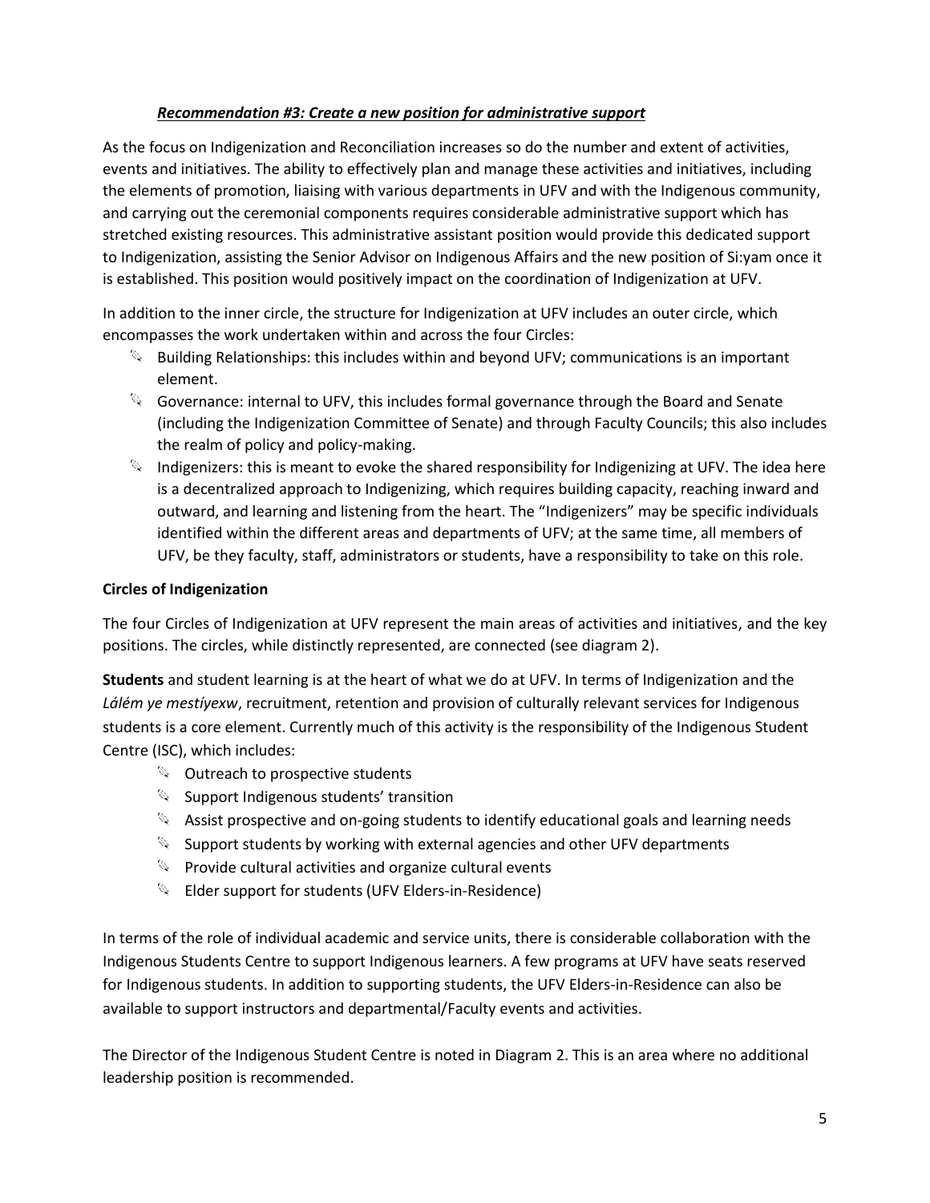***Recommendation #3: Create a new position for administrative support***

As the focus on Indigenization and Reconciliation increases so do the number and extent of activities, events and initiatives. The ability to effectively plan and manage these activities and initiatives, including the elements of promotion, liaising with various departments in UFV and with the Indigenous community, and carrying out the ceremonial components requires considerable administrative support which has stretched existing resources. This administrative assistant position would provide this dedicated support to Indigenization, assisting the Senior Advisor on Indigenous Affairs and the new position of Si:yam once it is established. This position would positively impact on the coordination of Indigenization at UFV.

In addition to the inner circle, the structure for Indigenization at UFV includes an outer circle, which encompasses the work undertaken within and across the four Circles:

- Building Relationships: this includes within and beyond UFV; communications is an important element.
- Governance: internal to UFV, this includes formal governance through the Board and Senate (including the Indigenization Committee of Senate) and through Faculty Councils; this also includes the realm of policy and policy-making.
- Indigenizers: this is meant to evoke the shared responsibility for Indigenizing at UFV. The idea here is a decentralized approach to Indigenizing, which requires building capacity, reaching inward and outward, and learning and listening from the heart. The "Indigenizers" may be specific individuals identified within the different areas and departments of UFV; at the same time, all members of UFV, be they faculty, staff, administrators or students, have a responsibility to take on this role.

**Circles of Indigenization**

The four Circles of Indigenization at UFV represent the main areas of activities and initiatives, and the key positions. The circles, while distinctly represented, are connected (see diagram 2).

**Students** and student learning is at the heart of what we do at UFV. In terms of Indigenization and the *Lálém ye mestíyexw*, recruitment, retention and provision of culturally relevant services for Indigenous students is a core element. Currently much of this activity is the responsibility of the Indigenous Student Centre (ISC), which includes:

- Outreach to prospective students
- Support Indigenous students' transition
- Assist prospective and on-going students to identify educational goals and learning needs
- Support students by working with external agencies and other UFV departments
- Provide cultural activities and organize cultural events
- Elder support for students (UFV Elders-in-Residence)

In terms of the role of individual academic and service units, there is considerable collaboration with the Indigenous Students Centre to support Indigenous learners. A few programs at UFV have seats reserved for Indigenous students. In addition to supporting students, the UFV Elders-in-Residence can also be available to support instructors and departmental/Faculty events and activities.

The Director of the Indigenous Student Centre is noted in Diagram 2. This is an area where no additional leadership position is recommended.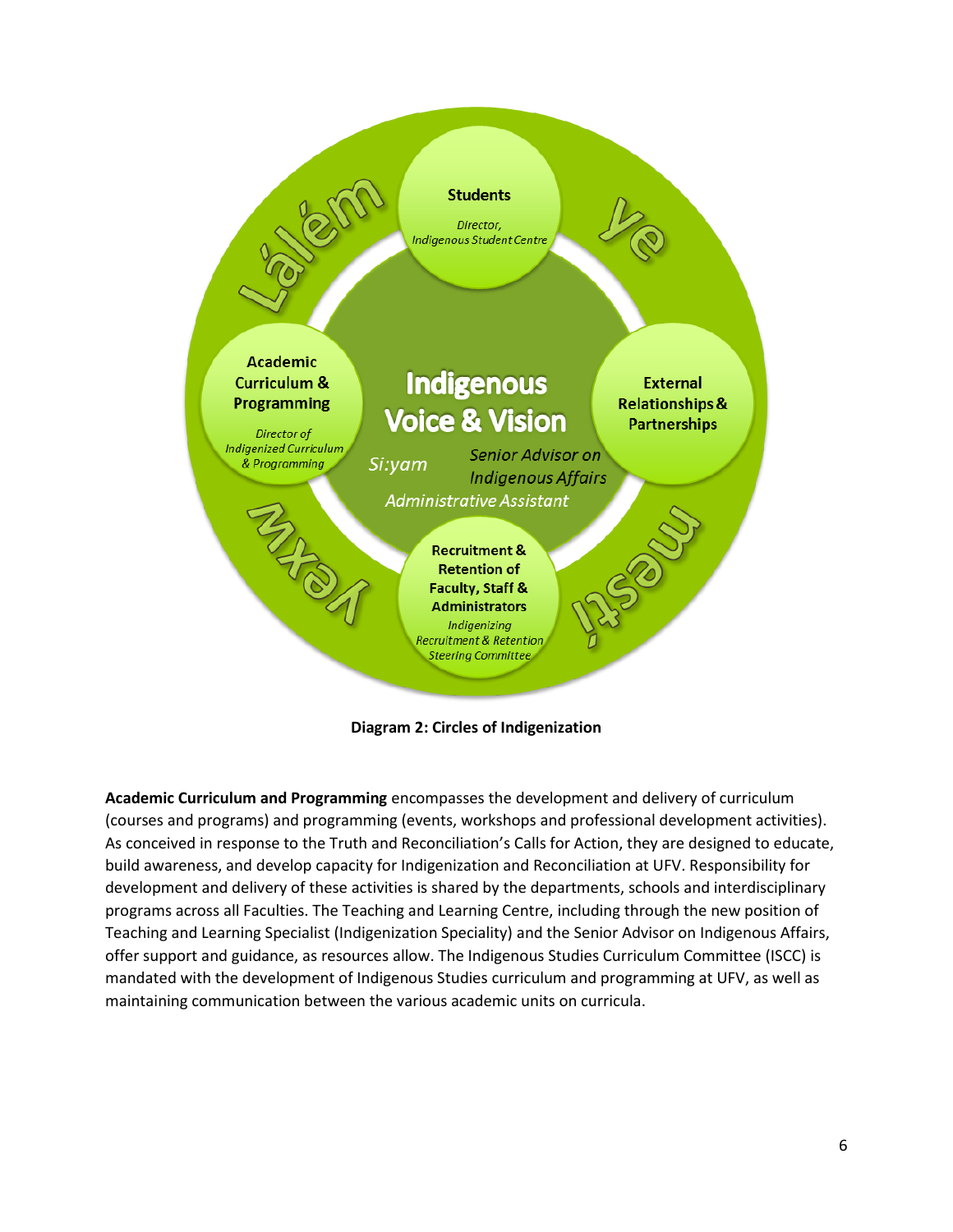**Students**

*Director, Indigenous Student Centre*

**Academic Curriculum & Programming**

*Director of Indigenized Curriculum & Programming*

**Indigenous Voice & Vision**

*Si:yam*

*Senior Advisor on Indigenous Affairs*

*Administrative Assistant*

**External Relationships & Partnerships**

**Recruitment & Retention of Faculty, Staff & Administrators**

*Indigenizing Recruitment & Retention Steering Committee*

Lálém Ye Yexw mestí

**Diagram 2: Circles of Indigenization**

**Academic Curriculum and Programming** encompasses the development and delivery of curriculum (courses and programs) and programming (events, workshops and professional development activities). As conceived in response to the Truth and Reconciliation's Calls for Action, they are designed to educate, build awareness, and develop capacity for Indigenization and Reconciliation at UFV. Responsibility for development and delivery of these activities is shared by the departments, schools and interdisciplinary programs across all Faculties. The Teaching and Learning Centre, including through the new position of Teaching and Learning Specialist (Indigenization Speciality) and the Senior Advisor on Indigenous Affairs, offer support and guidance, as resources allow. The Indigenous Studies Curriculum Committee (ISCC) is mandated with the development of Indigenous Studies curriculum and programming at UFV, as well as maintaining communication between the various academic units on curricula.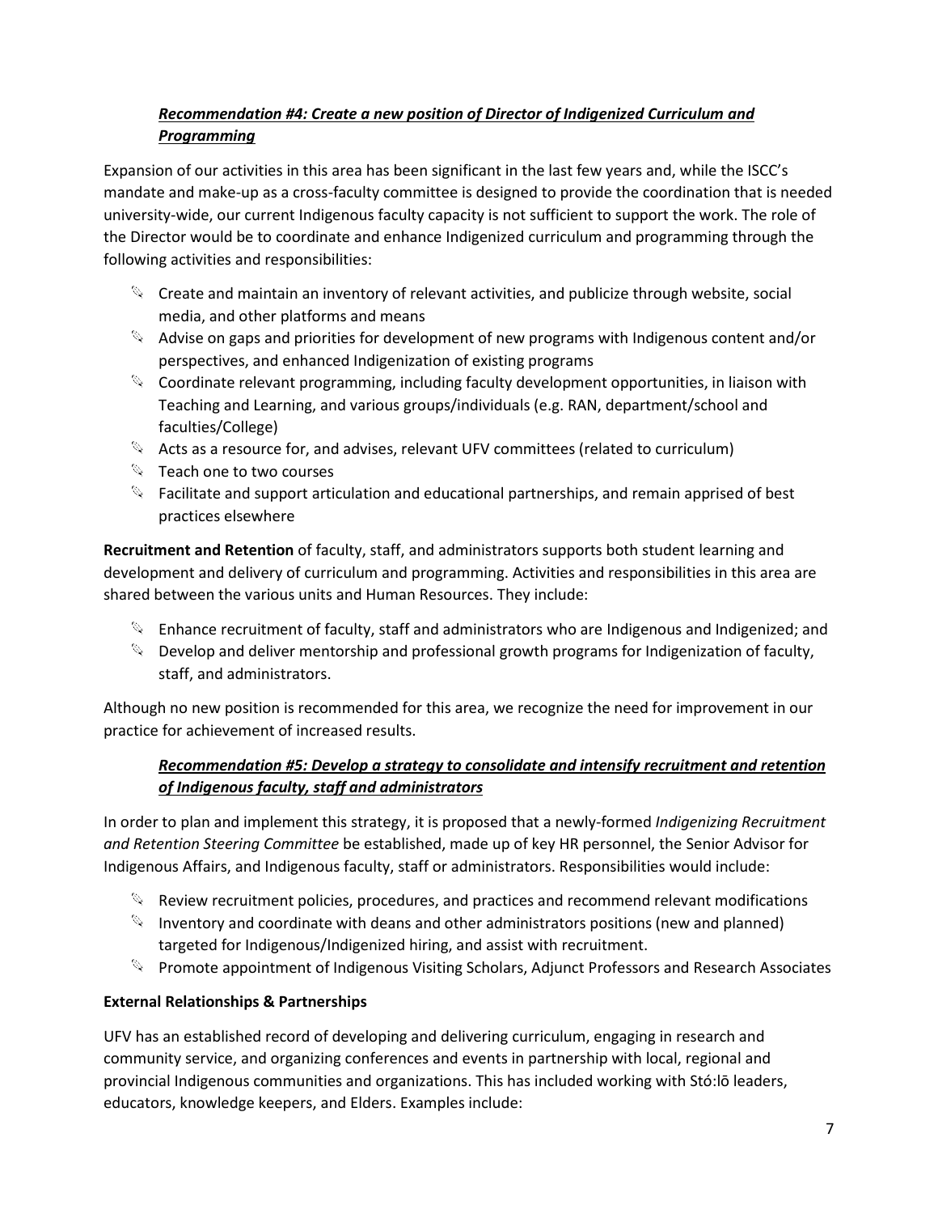***Recommendation #4: Create a new position of Director of Indigenized Curriculum and Programming***

Expansion of our activities in this area has been significant in the last few years and, while the ISCC's mandate and make-up as a cross-faculty committee is designed to provide the coordination that is needed university-wide, our current Indigenous faculty capacity is not sufficient to support the work. The role of the Director would be to coordinate and enhance Indigenized curriculum and programming through the following activities and responsibilities:

- Create and maintain an inventory of relevant activities, and publicize through website, social media, and other platforms and means
- Advise on gaps and priorities for development of new programs with Indigenous content and/or perspectives, and enhanced Indigenization of existing programs
- Coordinate relevant programming, including faculty development opportunities, in liaison with Teaching and Learning, and various groups/individuals (e.g. RAN, department/school and faculties/College)
- Acts as a resource for, and advises, relevant UFV committees (related to curriculum)
- Teach one to two courses
- Facilitate and support articulation and educational partnerships, and remain apprised of best practices elsewhere

**Recruitment and Retention** of faculty, staff, and administrators supports both student learning and development and delivery of curriculum and programming. Activities and responsibilities in this area are shared between the various units and Human Resources. They include:

- Enhance recruitment of faculty, staff and administrators who are Indigenous and Indigenized; and
- Develop and deliver mentorship and professional growth programs for Indigenization of faculty, staff, and administrators.

Although no new position is recommended for this area, we recognize the need for improvement in our practice for achievement of increased results.

***Recommendation #5: Develop a strategy to consolidate and intensify recruitment and retention of Indigenous faculty, staff and administrators***

In order to plan and implement this strategy, it is proposed that a newly-formed *Indigenizing Recruitment and Retention Steering Committee* be established, made up of key HR personnel, the Senior Advisor for Indigenous Affairs, and Indigenous faculty, staff or administrators. Responsibilities would include:

- Review recruitment policies, procedures, and practices and recommend relevant modifications
- Inventory and coordinate with deans and other administrators positions (new and planned) targeted for Indigenous/Indigenized hiring, and assist with recruitment.
- Promote appointment of Indigenous Visiting Scholars, Adjunct Professors and Research Associates

**External Relationships & Partnerships**

UFV has an established record of developing and delivering curriculum, engaging in research and community service, and organizing conferences and events in partnership with local, regional and provincial Indigenous communities and organizations. This has included working with Stó:lō leaders, educators, knowledge keepers, and Elders. Examples include: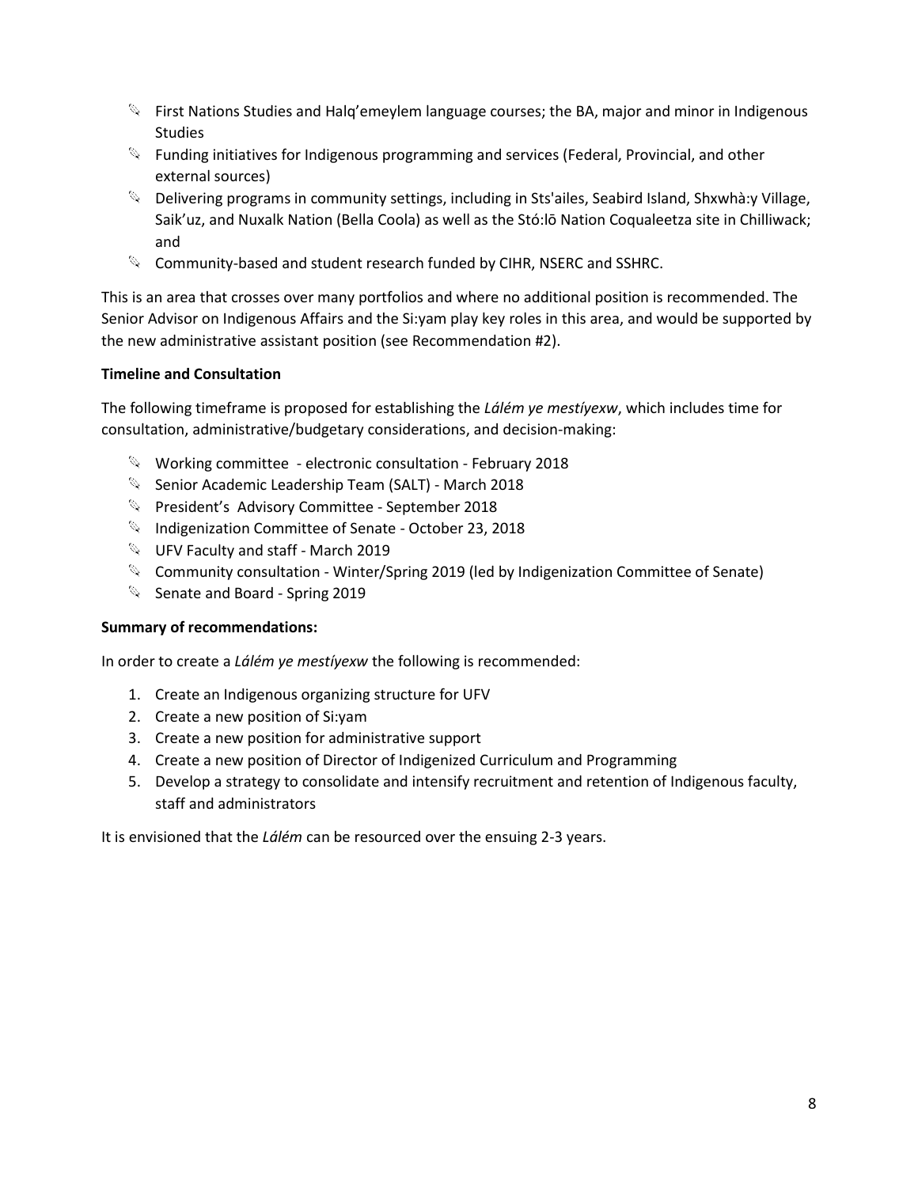- First Nations Studies and Halq'emeylem language courses; the BA, major and minor in Indigenous Studies
- Funding initiatives for Indigenous programming and services (Federal, Provincial, and other external sources)
- Delivering programs in community settings, including in Sts'ailes, Seabird Island, Shxwhà:y Village, Saik'uz, and Nuxalk Nation (Bella Coola) as well as the Stó:lō Nation Coqualeetza site in Chilliwack; and
- Community-based and student research funded by CIHR, NSERC and SSHRC.

This is an area that crosses over many portfolios and where no additional position is recommended. The Senior Advisor on Indigenous Affairs and the Si:yam play key roles in this area, and would be supported by the new administrative assistant position (see Recommendation #2).

**Timeline and Consultation**

The following timeframe is proposed for establishing the *Lálém ye mestíyexw*, which includes time for consultation, administrative/budgetary considerations, and decision-making:

- Working committee - electronic consultation - February 2018
- Senior Academic Leadership Team (SALT) - March 2018
- President's Advisory Committee - September 2018
- Indigenization Committee of Senate - October 23, 2018
- UFV Faculty and staff - March 2019
- Community consultation - Winter/Spring 2019 (led by Indigenization Committee of Senate)
- Senate and Board - Spring 2019

**Summary of recommendations:**

In order to create a *Lálém ye mestíyexw* the following is recommended:

1. Create an Indigenous organizing structure for UFV
2. Create a new position of Si:yam
3. Create a new position for administrative support
4. Create a new position of Director of Indigenized Curriculum and Programming
5. Develop a strategy to consolidate and intensify recruitment and retention of Indigenous faculty, staff and administrators

It is envisioned that the *Lálém* can be resourced over the ensuing 2-3 years.